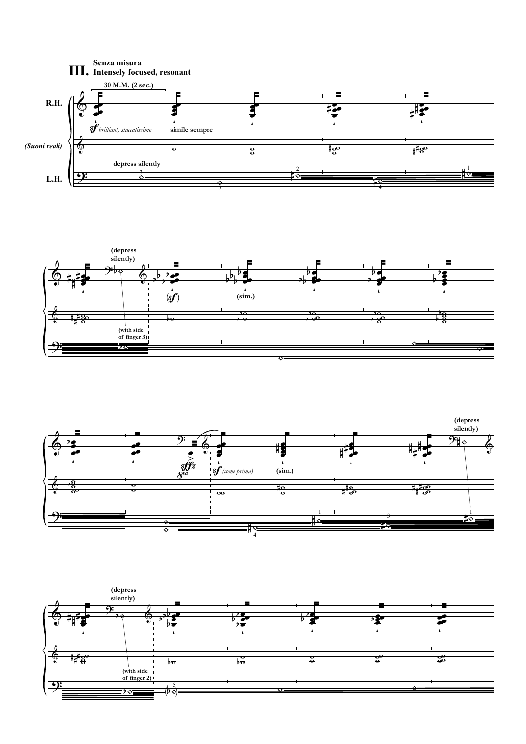# III. Senza misura

**Intensely focused, resonant**

30 M.M. (2 sec.)

R.H.

*sf brilliant, staccatissimo*

simile sempre

*(Suoni reali)*

depress silently

L.H.

(depress silently)

(with side of finger 3)

(*sf*)

(sim.)

*sffz*

8va

*sf (come prima)*

(sim.)

(depress silently)

(depress silently)

(with side of finger 2)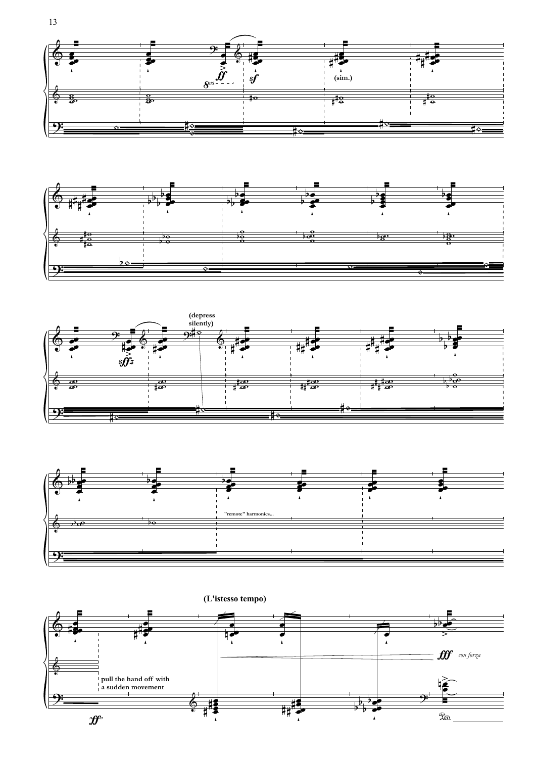(sim.)

(depress silently)

"remote" harmonics...

pull the hand off with a sudden movement

**(L'istesso tempo)**

*con forza*